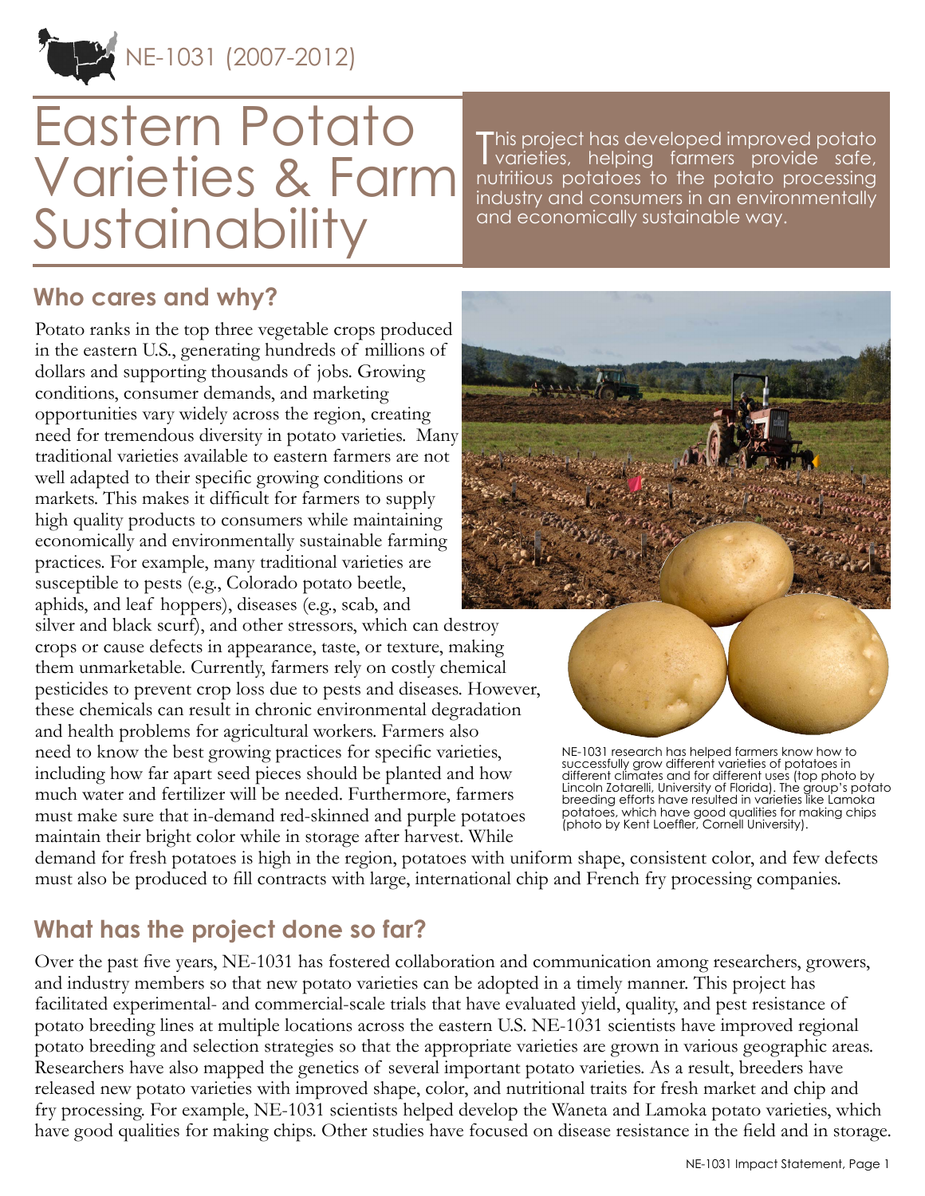NE-1031 (2007-2012)

# Eastern Potato Varieties & Farm Sustainability

This project has developed improved potato varieties, helping farmers provide safe, nutritious potatoes to the potato processing industry and consumers in an environmentally and economically sustainable way.

## Who cares and why?

Potato ranks in the top three vegetable crops produced in the eastern U.S., generating hundreds of millions of dollars and supporting thousands of jobs. Growing conditions, consumer demands, and marketing opportunities vary widely across the region, creating need for tremendous diversity in potato varieties. Many traditional varieties available to eastern farmers are not well adapted to their specific growing conditions or markets. This makes it difficult for farmers to supply high quality products to consumers while maintaining economically and environmentally sustainable farming practices. For example, many traditional varieties are susceptible to pests (e.g., Colorado potato beetle, aphids, and leaf hoppers), diseases (e.g., scab, and silver and black scurf), and other stressors, which can destroy crops or cause defects in appearance, taste, or texture, making them unmarketable. Currently, farmers rely on costly chemical pesticides to prevent crop loss due to pests and diseases. However, these chemicals can result in chronic environmental degradation and health problems for agricultural workers. Farmers also need to know the best growing practices for specific varieties, including how far apart seed pieces should be planted and how much water and fertilizer will be needed. Furthermore, farmers must make sure that in-demand red-skinned and purple potatoes maintain their bright color while in storage after harvest. While demand for fresh potatoes is high in the region, potatoes with uniform shape, consistent color, and few defects must also be produced to fill contracts with large, international chip and French fry processing companies.

NE-1031 research has helped farmers know how to successfully grow different varieties of potatoes in different climates and for different uses (top photo by Lincoln Zotarelli, University of Florida). The group's potato breeding efforts have resulted in varieties like Lamoka potatoes, which have good qualities for making chips (photo by Kent Loeffler, Cornell University).

## What has the project done so far?

Over the past five years, NE-1031 has fostered collaboration and communication among researchers, growers, and industry members so that new potato varieties can be adopted in a timely manner. This project has facilitated experimental- and commercial-scale trials that have evaluated yield, quality, and pest resistance of potato breeding lines at multiple locations across the eastern U.S. NE-1031 scientists have improved regional potato breeding and selection strategies so that the appropriate varieties are grown in various geographic areas. Researchers have also mapped the genetics of several important potato varieties. As a result, breeders have released new potato varieties with improved shape, color, and nutritional traits for fresh market and chip and fry processing. For example, NE-1031 scientists helped develop the Waneta and Lamoka potato varieties, which have good qualities for making chips. Other studies have focused on disease resistance in the field and in storage.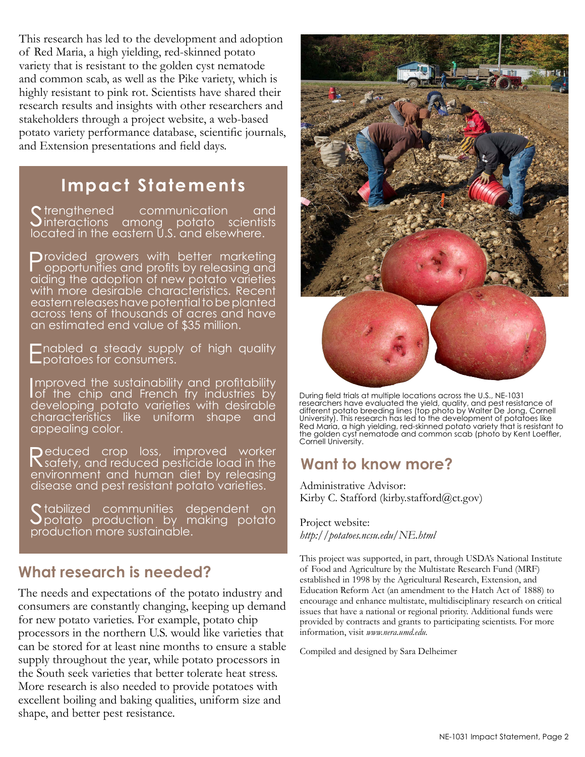This research has led to the development and adoption of Red Maria, a high yielding, red-skinned potato variety that is resistant to the golden cyst nematode and common scab, as well as the Pike variety, which is highly resistant to pink rot. Scientists have shared their research results and insights with other researchers and stakeholders through a project website, a web-based potato variety performance database, scientific journals, and Extension presentations and field days.

## Impact Statements

Strengthened communication and interactions among potato scientists located in the eastern U.S. and elsewhere.

Provided growers with better marketing opportunities and profits by releasing and aiding the adoption of new potato varieties with more desirable characteristics. Recent eastern releases have potential to be planted across tens of thousands of acres and have an estimated end value of $35 million.

Enabled a steady supply of high quality potatoes for consumers.

Improved the sustainability and profitability of the chip and French fry industries by developing potato varieties with desirable characteristics like uniform shape and appealing color.

Reduced crop loss, improved worker safety, and reduced pesticide load in the environment and human diet by releasing disease and pest resistant potato varieties.

Stabilized communities dependent on potato production by making potato production more sustainable.

## What research is needed?

The needs and expectations of the potato industry and consumers are constantly changing, keeping up demand for new potato varieties. For example, potato chip processors in the northern U.S. would like varieties that can be stored for at least nine months to ensure a stable supply throughout the year, while potato processors in the South seek varieties that better tolerate heat stress. More research is also needed to provide potatoes with excellent boiling and baking qualities, uniform size and shape, and better pest resistance.

During field trials at multiple locations across the U.S., NE-1031 researchers have evaluated the yield, quality, and pest resistance of different potato breeding lines (top photo by Walter De Jong, Cornell University). This research has led to the development of potatoes like Red Maria, a high yielding, red-skinned potato variety that is resistant to the golden cyst nematode and common scab (photo by Kent Loeffler, Cornell University.

## Want to know more?

Administrative Advisor:
Kirby C. Stafford (kirby.stafford@ct.gov)

Project website:
*http://potatoes.ncsu.edu/NE.html*

This project was supported, in part, through USDA's National Institute of Food and Agriculture by the Multistate Research Fund (MRF) established in 1998 by the Agricultural Research, Extension, and Education Reform Act (an amendment to the Hatch Act of 1888) to encourage and enhance multistate, multidisciplinary research on critical issues that have a national or regional priority. Additional funds were provided by contracts and grants to participating scientists. For more information, visit *www.nera.umd.edu*.

Compiled and designed by Sara Delheimer